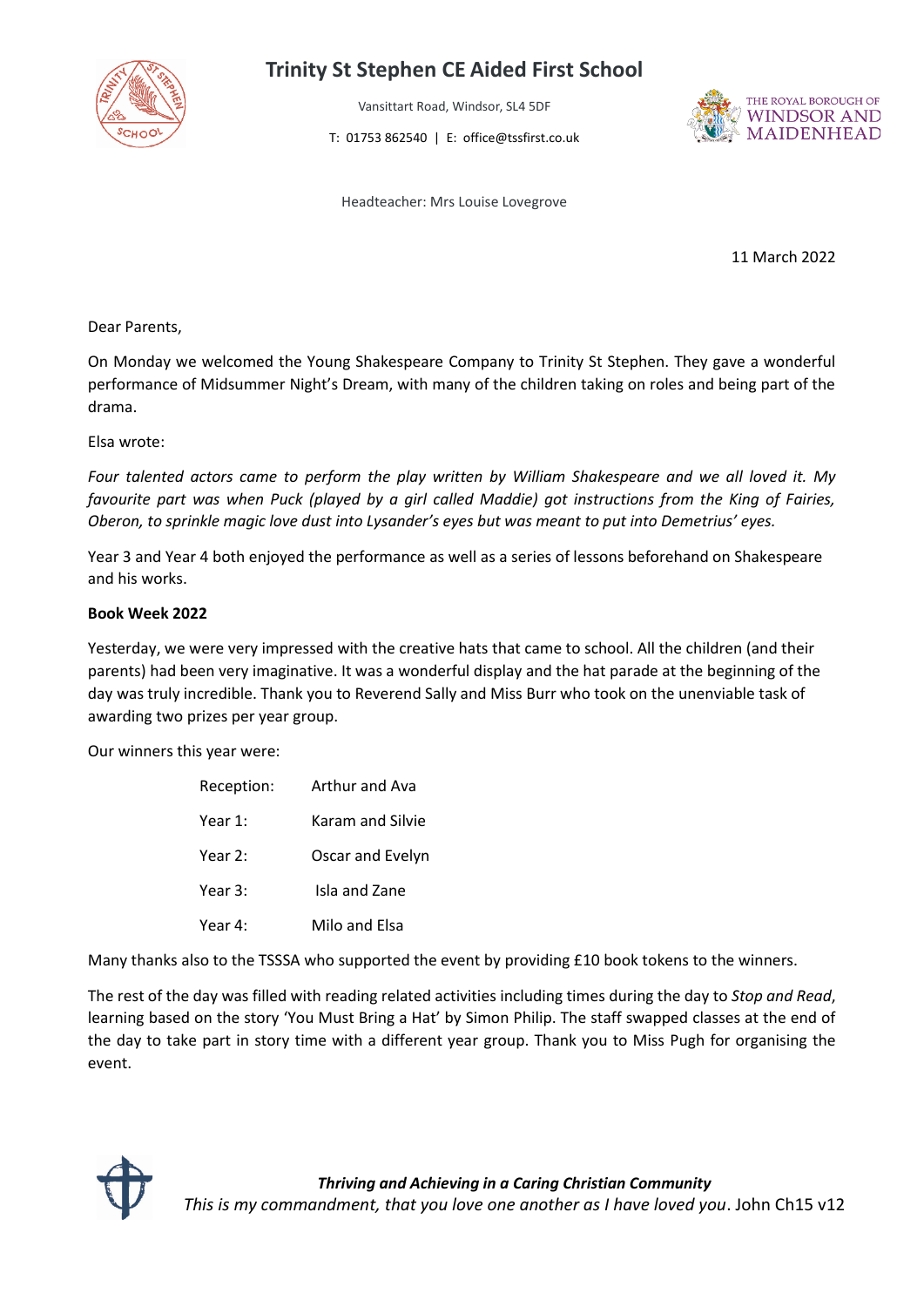# Trinity St Stephen CE Aided First School

Vansittart Road, Windsor, SL4 5DF

T: 01753 862540 | E: office@tssfirst.co.uk

Headteacher: Mrs Louise Lovegrove

11 March 2022

Dear Parents,

On Monday we welcomed the Young Shakespeare Company to Trinity St Stephen. They gave a wonderful performance of Midsummer Night's Dream, with many of the children taking on roles and being part of the drama.

Elsa wrote:

*Four talented actors came to perform the play written by William Shakespeare and we all loved it. My favourite part was when Puck (played by a girl called Maddie) got instructions from the King of Fairies, Oberon, to sprinkle magic love dust into Lysander's eyes but was meant to put into Demetrius' eyes.*

Year 3 and Year 4 both enjoyed the performance as well as a series of lessons beforehand on Shakespeare and his works.

**Book Week 2022**

Yesterday, we were very impressed with the creative hats that came to school. All the children (and their parents) had been very imaginative. It was a wonderful display and the hat parade at the beginning of the day was truly incredible. Thank you to Reverend Sally and Miss Burr who took on the unenviable task of awarding two prizes per year group.

Our winners this year were:

| | |
|---|---|
| Reception: | Arthur and Ava |
| Year 1: | Karam and Silvie |
| Year 2: | Oscar and Evelyn |
| Year 3: | Isla and Zane |
| Year 4: | Milo and Elsa |

Many thanks also to the TSSSA who supported the event by providing £10 book tokens to the winners.

The rest of the day was filled with reading related activities including times during the day to *Stop and Read*, learning based on the story 'You Must Bring a Hat' by Simon Philip. The staff swapped classes at the end of the day to take part in story time with a different year group. Thank you to Miss Pugh for organising the event.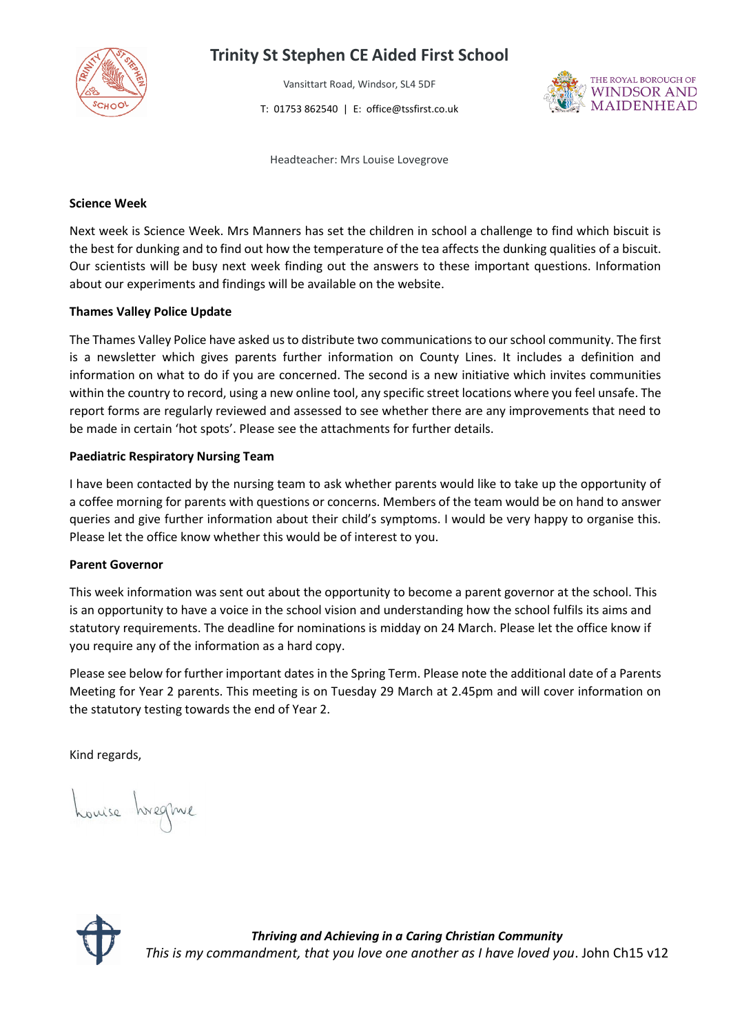# Trinity St Stephen CE Aided First School

Vansittart Road, Windsor, SL4 5DF

T: 01753 862540 | E: office@tssfirst.co.uk

Headteacher: Mrs Louise Lovegrove

**Science Week**

Next week is Science Week. Mrs Manners has set the children in school a challenge to find which biscuit is the best for dunking and to find out how the temperature of the tea affects the dunking qualities of a biscuit. Our scientists will be busy next week finding out the answers to these important questions. Information about our experiments and findings will be available on the website.

**Thames Valley Police Update**

The Thames Valley Police have asked us to distribute two communications to our school community. The first is a newsletter which gives parents further information on County Lines. It includes a definition and information on what to do if you are concerned. The second is a new initiative which invites communities within the country to record, using a new online tool, any specific street locations where you feel unsafe. The report forms are regularly reviewed and assessed to see whether there are any improvements that need to be made in certain 'hot spots'. Please see the attachments for further details.

**Paediatric Respiratory Nursing Team**

I have been contacted by the nursing team to ask whether parents would like to take up the opportunity of a coffee morning for parents with questions or concerns. Members of the team would be on hand to answer queries and give further information about their child's symptoms. I would be very happy to organise this. Please let the office know whether this would be of interest to you.

**Parent Governor**

This week information was sent out about the opportunity to become a parent governor at the school. This is an opportunity to have a voice in the school vision and understanding how the school fulfils its aims and statutory requirements. The deadline for nominations is midday on 24 March. Please let the office know if you require any of the information as a hard copy.

Please see below for further important dates in the Spring Term. Please note the additional date of a Parents Meeting for Year 2 parents. This meeting is on Tuesday 29 March at 2.45pm and will cover information on the statutory testing towards the end of Year 2.

Kind regards,

Louise Lovegrove

***Thriving and Achieving in a Caring Christian Community***

*This is my commandment, that you love one another as I have loved you*. John Ch15 v12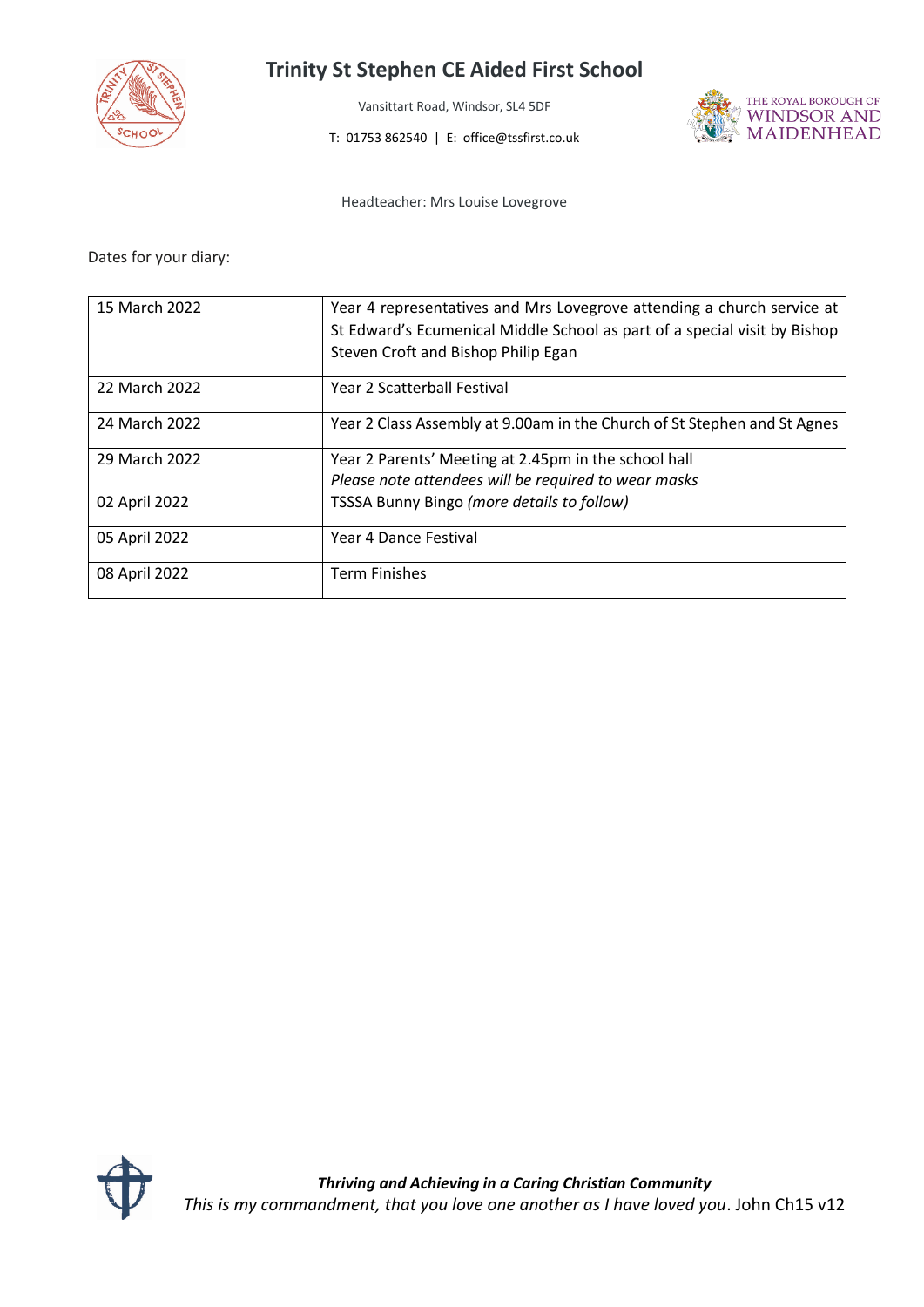# Trinity St Stephen CE Aided First School

Vansittart Road, Windsor, SL4 5DF

T: 01753 862540 | E: office@tssfirst.co.uk

Headteacher: Mrs Louise Lovegrove

Dates for your diary:

| | |
|---|---|
| 15 March 2022 | Year 4 representatives and Mrs Lovegrove attending a church service at St Edward's Ecumenical Middle School as part of a special visit by Bishop Steven Croft and Bishop Philip Egan |
| 22 March 2022 | Year 2 Scatterball Festival |
| 24 March 2022 | Year 2 Class Assembly at 9.00am in the Church of St Stephen and St Agnes |
| 29 March 2022 | Year 2 Parents' Meeting at 2.45pm in the school hall<br>*Please note attendees will be required to wear masks* |
| 02 April 2022 | TSSSA Bunny Bingo *(more details to follow)* |
| 05 April 2022 | Year 4 Dance Festival |
| 08 April 2022 | Term Finishes |

***Thriving and Achieving in a Caring Christian Community***

*This is my commandment, that you love one another as I have loved you*. John Ch15 v12